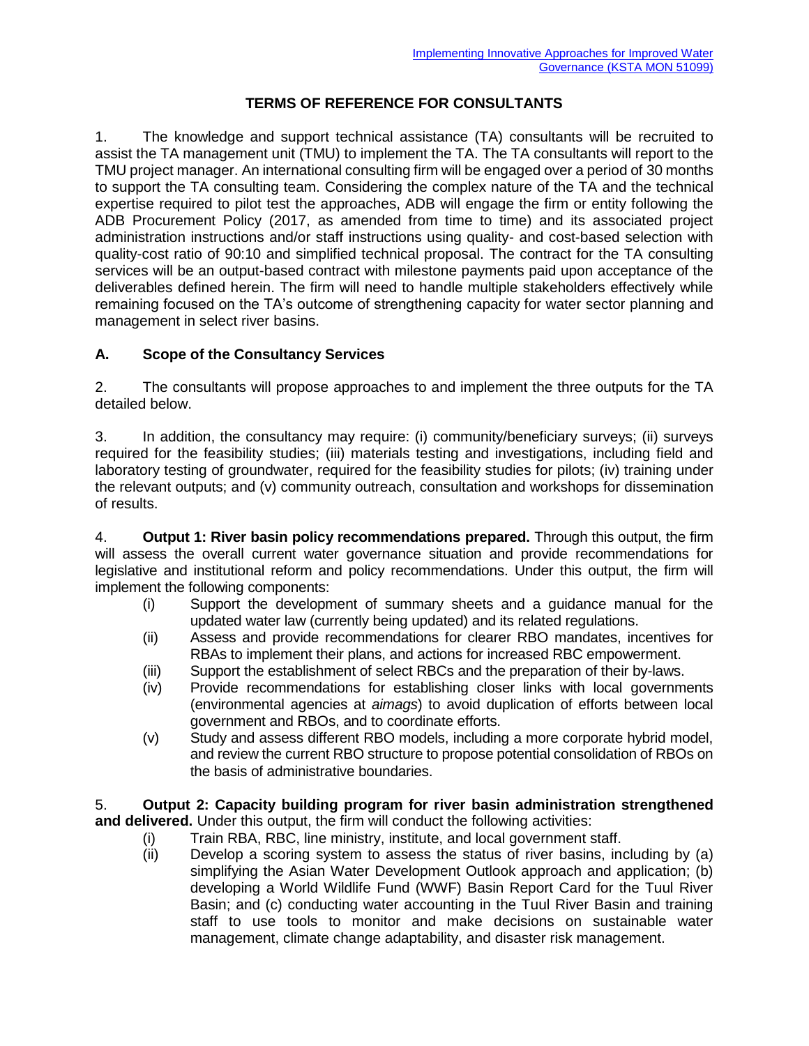Implementing Innovative Approaches for Improved Water Governance (KSTA MON 51099)

# TERMS OF REFERENCE FOR CONSULTANTS

1. The knowledge and support technical assistance (TA) consultants will be recruited to assist the TA management unit (TMU) to implement the TA. The TA consultants will report to the TMU project manager. An international consulting firm will be engaged over a period of 30 months to support the TA consulting team. Considering the complex nature of the TA and the technical expertise required to pilot test the approaches, ADB will engage the firm or entity following the ADB Procurement Policy (2017, as amended from time to time) and its associated project administration instructions and/or staff instructions using quality- and cost-based selection with quality-cost ratio of 90:10 and simplified technical proposal. The contract for the TA consulting services will be an output-based contract with milestone payments paid upon acceptance of the deliverables defined herein. The firm will need to handle multiple stakeholders effectively while remaining focused on the TA's outcome of strengthening capacity for water sector planning and management in select river basins.

## A. Scope of the Consultancy Services

2. The consultants will propose approaches to and implement the three outputs for the TA detailed below.

3. In addition, the consultancy may require: (i) community/beneficiary surveys; (ii) surveys required for the feasibility studies; (iii) materials testing and investigations, including field and laboratory testing of groundwater, required for the feasibility studies for pilots; (iv) training under the relevant outputs; and (v) community outreach, consultation and workshops for dissemination of results.

4. **Output 1: River basin policy recommendations prepared.** Through this output, the firm will assess the overall current water governance situation and provide recommendations for legislative and institutional reform and policy recommendations. Under this output, the firm will implement the following components:

   (i) Support the development of summary sheets and a guidance manual for the updated water law (currently being updated) and its related regulations.

   (ii) Assess and provide recommendations for clearer RBO mandates, incentives for RBAs to implement their plans, and actions for increased RBC empowerment.

   (iii) Support the establishment of select RBCs and the preparation of their by-laws.

   (iv) Provide recommendations for establishing closer links with local governments (environmental agencies at *aimags*) to avoid duplication of efforts between local government and RBOs, and to coordinate efforts.

   (v) Study and assess different RBO models, including a more corporate hybrid model, and review the current RBO structure to propose potential consolidation of RBOs on the basis of administrative boundaries.

5. **Output 2: Capacity building program for river basin administration strengthened and delivered.** Under this output, the firm will conduct the following activities:

   (i) Train RBA, RBC, line ministry, institute, and local government staff.

   (ii) Develop a scoring system to assess the status of river basins, including by (a) simplifying the Asian Water Development Outlook approach and application; (b) developing a World Wildlife Fund (WWF) Basin Report Card for the Tuul River Basin; and (c) conducting water accounting in the Tuul River Basin and training staff to use tools to monitor and make decisions on sustainable water management, climate change adaptability, and disaster risk management.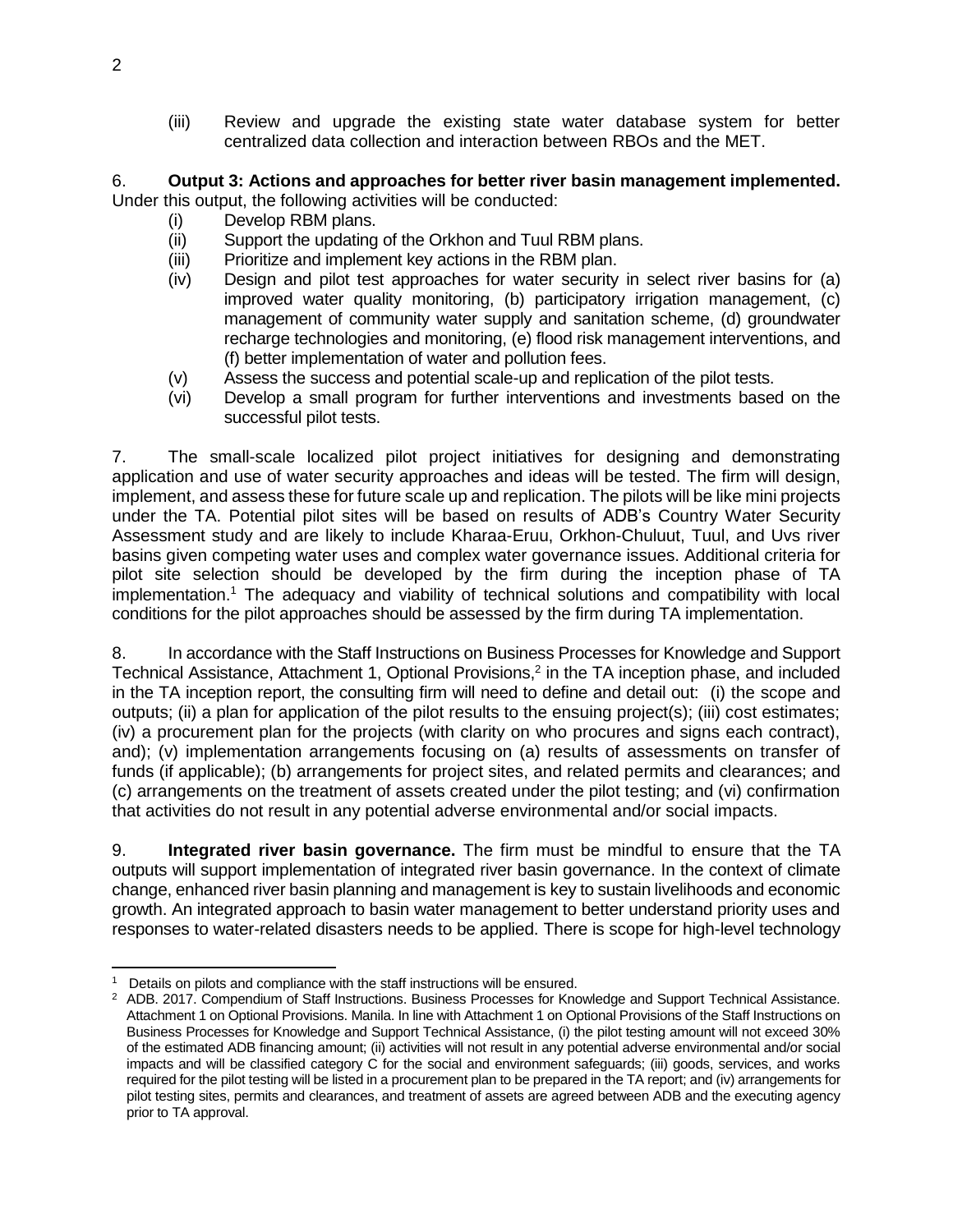(iii) Review and upgrade the existing state water database system for better centralized data collection and interaction between RBOs and the MET.

6. **Output 3: Actions and approaches for better river basin management implemented.** Under this output, the following activities will be conducted:

(i) Develop RBM plans.
(ii) Support the updating of the Orkhon and Tuul RBM plans.
(iii) Prioritize and implement key actions in the RBM plan.
(iv) Design and pilot test approaches for water security in select river basins for (a) improved water quality monitoring, (b) participatory irrigation management, (c) management of community water supply and sanitation scheme, (d) groundwater recharge technologies and monitoring, (e) flood risk management interventions, and (f) better implementation of water and pollution fees.
(v) Assess the success and potential scale-up and replication of the pilot tests.
(vi) Develop a small program for further interventions and investments based on the successful pilot tests.

7. The small-scale localized pilot project initiatives for designing and demonstrating application and use of water security approaches and ideas will be tested. The firm will design, implement, and assess these for future scale up and replication. The pilots will be like mini projects under the TA. Potential pilot sites will be based on results of ADB's Country Water Security Assessment study and are likely to include Kharaa-Eruu, Orkhon-Chuluut, Tuul, and Uvs river basins given competing water uses and complex water governance issues. Additional criteria for pilot site selection should be developed by the firm during the inception phase of TA implementation.[1] The adequacy and viability of technical solutions and compatibility with local conditions for the pilot approaches should be assessed by the firm during TA implementation.

8. In accordance with the Staff Instructions on Business Processes for Knowledge and Support Technical Assistance, Attachment 1, Optional Provisions,[2] in the TA inception phase, and included in the TA inception report, the consulting firm will need to define and detail out: (i) the scope and outputs; (ii) a plan for application of the pilot results to the ensuing project(s); (iii) cost estimates; (iv) a procurement plan for the projects (with clarity on who procures and signs each contract), and); (v) implementation arrangements focusing on (a) results of assessments on transfer of funds (if applicable); (b) arrangements for project sites, and related permits and clearances; and (c) arrangements on the treatment of assets created under the pilot testing; and (vi) confirmation that activities do not result in any potential adverse environmental and/or social impacts.

9. **Integrated river basin governance.** The firm must be mindful to ensure that the TA outputs will support implementation of integrated river basin governance. In the context of climate change, enhanced river basin planning and management is key to sustain livelihoods and economic growth. An integrated approach to basin water management to better understand priority uses and responses to water-related disasters needs to be applied. There is scope for high-level technology

---

[1] Details on pilots and compliance with the staff instructions will be ensured.

[2] ADB. 2017. Compendium of Staff Instructions. Business Processes for Knowledge and Support Technical Assistance. Attachment 1 on Optional Provisions. Manila. In line with Attachment 1 on Optional Provisions of the Staff Instructions on Business Processes for Knowledge and Support Technical Assistance, (i) the pilot testing amount will not exceed 30% of the estimated ADB financing amount; (ii) activities will not result in any potential adverse environmental and/or social impacts and will be classified category C for the social and environment safeguards; (iii) goods, services, and works required for the pilot testing will be listed in a procurement plan to be prepared in the TA report; and (iv) arrangements for pilot testing sites, permits and clearances, and treatment of assets are agreed between ADB and the executing agency prior to TA approval.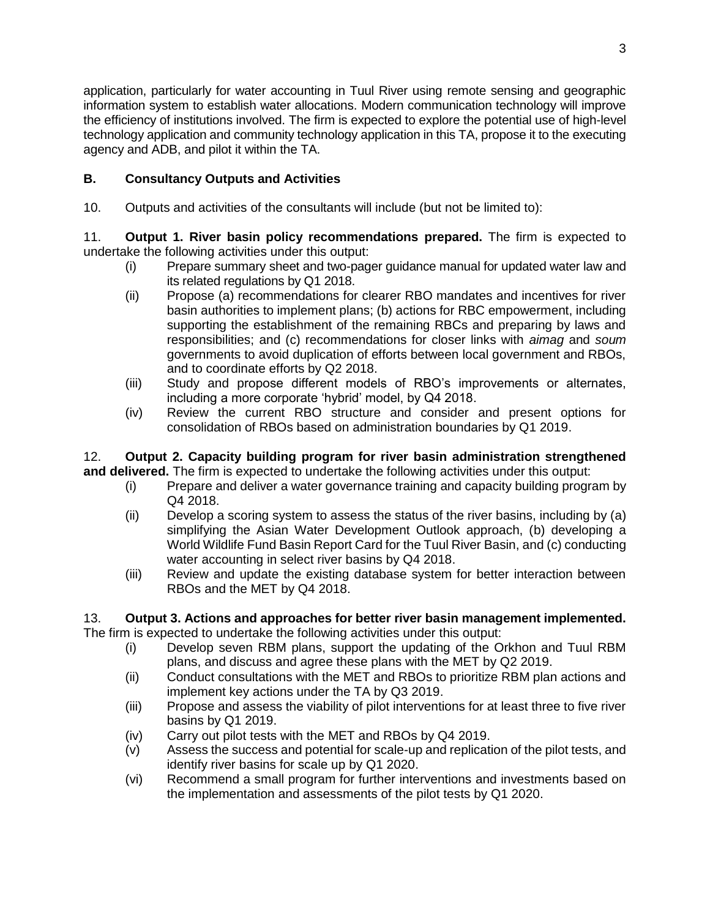application, particularly for water accounting in Tuul River using remote sensing and geographic information system to establish water allocations. Modern communication technology will improve the efficiency of institutions involved. The firm is expected to explore the potential use of high-level technology application and community technology application in this TA, propose it to the executing agency and ADB, and pilot it within the TA.

### B. Consultancy Outputs and Activities

10. Outputs and activities of the consultants will include (but not be limited to):

11. **Output 1. River basin policy recommendations prepared.** The firm is expected to undertake the following activities under this output:

(i) Prepare summary sheet and two-pager guidance manual for updated water law and its related regulations by Q1 2018.

(ii) Propose (a) recommendations for clearer RBO mandates and incentives for river basin authorities to implement plans; (b) actions for RBC empowerment, including supporting the establishment of the remaining RBCs and preparing by laws and responsibilities; and (c) recommendations for closer links with *aimag* and *soum* governments to avoid duplication of efforts between local government and RBOs, and to coordinate efforts by Q2 2018.

(iii) Study and propose different models of RBO's improvements or alternates, including a more corporate 'hybrid' model, by Q4 2018.

(iv) Review the current RBO structure and consider and present options for consolidation of RBOs based on administration boundaries by Q1 2019.

12. **Output 2. Capacity building program for river basin administration strengthened and delivered.** The firm is expected to undertake the following activities under this output:

(i) Prepare and deliver a water governance training and capacity building program by Q4 2018.

(ii) Develop a scoring system to assess the status of the river basins, including by (a) simplifying the Asian Water Development Outlook approach, (b) developing a World Wildlife Fund Basin Report Card for the Tuul River Basin, and (c) conducting water accounting in select river basins by Q4 2018.

(iii) Review and update the existing database system for better interaction between RBOs and the MET by Q4 2018.

13. **Output 3. Actions and approaches for better river basin management implemented.** The firm is expected to undertake the following activities under this output:

(i) Develop seven RBM plans, support the updating of the Orkhon and Tuul RBM plans, and discuss and agree these plans with the MET by Q2 2019.

(ii) Conduct consultations with the MET and RBOs to prioritize RBM plan actions and implement key actions under the TA by Q3 2019.

(iii) Propose and assess the viability of pilot interventions for at least three to five river basins by Q1 2019.

(iv) Carry out pilot tests with the MET and RBOs by Q4 2019.

(v) Assess the success and potential for scale-up and replication of the pilot tests, and identify river basins for scale up by Q1 2020.

(vi) Recommend a small program for further interventions and investments based on the implementation and assessments of the pilot tests by Q1 2020.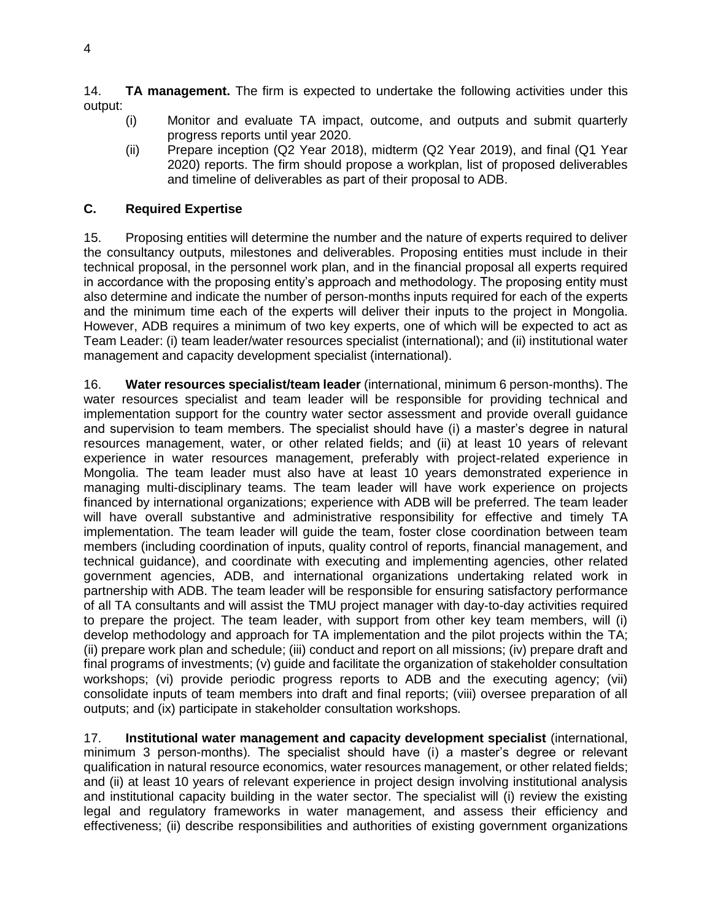14. **TA management.** The firm is expected to undertake the following activities under this output:

(i) Monitor and evaluate TA impact, outcome, and outputs and submit quarterly progress reports until year 2020.

(ii) Prepare inception (Q2 Year 2018), midterm (Q2 Year 2019), and final (Q1 Year 2020) reports. The firm should propose a workplan, list of proposed deliverables and timeline of deliverables as part of their proposal to ADB.

## C. Required Expertise

15. Proposing entities will determine the number and the nature of experts required to deliver the consultancy outputs, milestones and deliverables. Proposing entities must include in their technical proposal, in the personnel work plan, and in the financial proposal all experts required in accordance with the proposing entity's approach and methodology. The proposing entity must also determine and indicate the number of person-months inputs required for each of the experts and the minimum time each of the experts will deliver their inputs to the project in Mongolia. However, ADB requires a minimum of two key experts, one of which will be expected to act as Team Leader: (i) team leader/water resources specialist (international); and (ii) institutional water management and capacity development specialist (international).

16. **Water resources specialist/team leader** (international, minimum 6 person-months). The water resources specialist and team leader will be responsible for providing technical and implementation support for the country water sector assessment and provide overall guidance and supervision to team members. The specialist should have (i) a master's degree in natural resources management, water, or other related fields; and (ii) at least 10 years of relevant experience in water resources management, preferably with project-related experience in Mongolia. The team leader must also have at least 10 years demonstrated experience in managing multi-disciplinary teams. The team leader will have work experience on projects financed by international organizations; experience with ADB will be preferred. The team leader will have overall substantive and administrative responsibility for effective and timely TA implementation. The team leader will guide the team, foster close coordination between team members (including coordination of inputs, quality control of reports, financial management, and technical guidance), and coordinate with executing and implementing agencies, other related government agencies, ADB, and international organizations undertaking related work in partnership with ADB. The team leader will be responsible for ensuring satisfactory performance of all TA consultants and will assist the TMU project manager with day-to-day activities required to prepare the project. The team leader, with support from other key team members, will (i) develop methodology and approach for TA implementation and the pilot projects within the TA; (ii) prepare work plan and schedule; (iii) conduct and report on all missions; (iv) prepare draft and final programs of investments; (v) guide and facilitate the organization of stakeholder consultation workshops; (vi) provide periodic progress reports to ADB and the executing agency; (vii) consolidate inputs of team members into draft and final reports; (viii) oversee preparation of all outputs; and (ix) participate in stakeholder consultation workshops.

17. **Institutional water management and capacity development specialist** (international, minimum 3 person-months). The specialist should have (i) a master's degree or relevant qualification in natural resource economics, water resources management, or other related fields; and (ii) at least 10 years of relevant experience in project design involving institutional analysis and institutional capacity building in the water sector. The specialist will (i) review the existing legal and regulatory frameworks in water management, and assess their efficiency and effectiveness; (ii) describe responsibilities and authorities of existing government organizations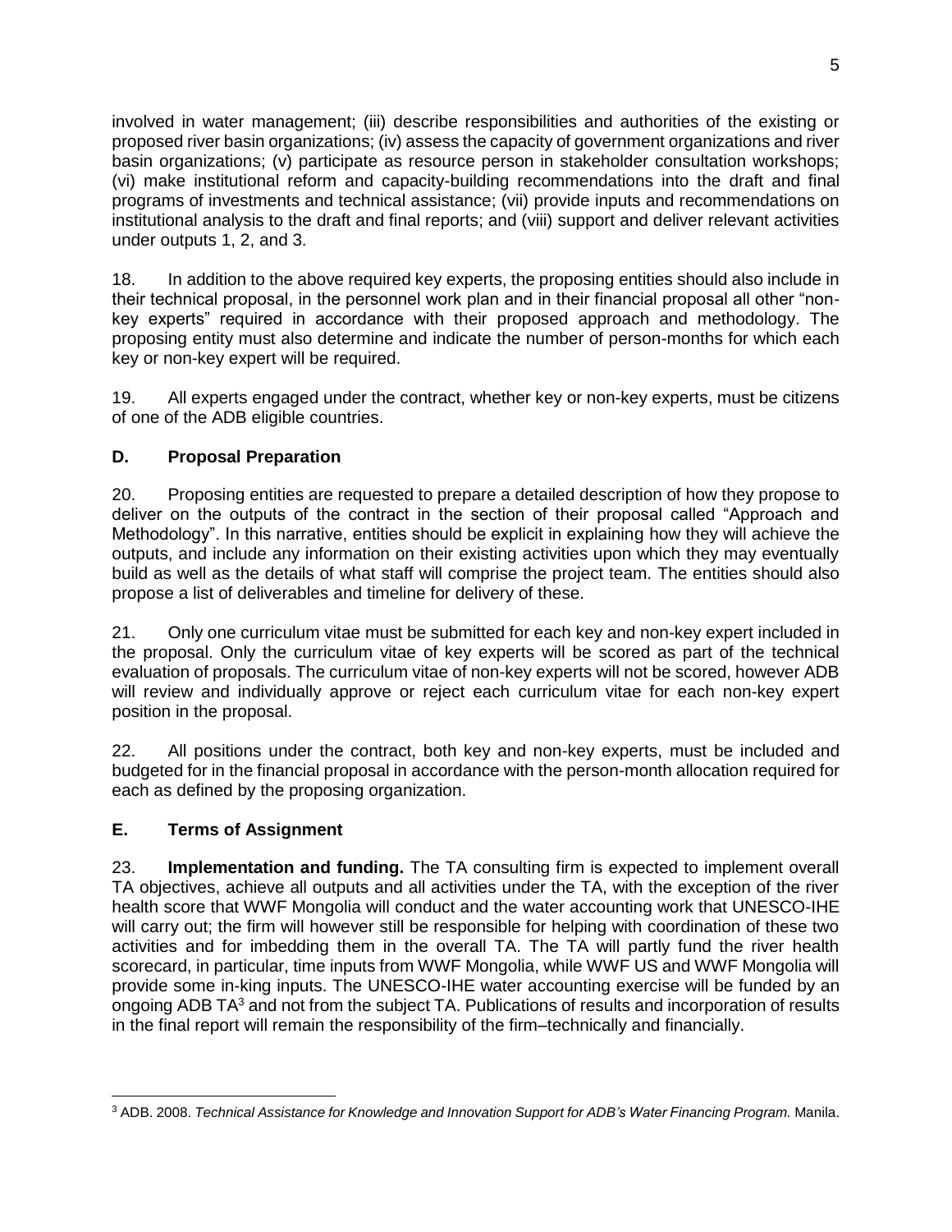involved in water management; (iii) describe responsibilities and authorities of the existing or proposed river basin organizations; (iv) assess the capacity of government organizations and river basin organizations; (v) participate as resource person in stakeholder consultation workshops; (vi) make institutional reform and capacity-building recommendations into the draft and final programs of investments and technical assistance; (vii) provide inputs and recommendations on institutional analysis to the draft and final reports; and (viii) support and deliver relevant activities under outputs 1, 2, and 3.

18. In addition to the above required key experts, the proposing entities should also include in their technical proposal, in the personnel work plan and in their financial proposal all other "non-key experts" required in accordance with their proposed approach and methodology. The proposing entity must also determine and indicate the number of person-months for which each key or non-key expert will be required.

19. All experts engaged under the contract, whether key or non-key experts, must be citizens of one of the ADB eligible countries.

## D. Proposal Preparation

20. Proposing entities are requested to prepare a detailed description of how they propose to deliver on the outputs of the contract in the section of their proposal called "Approach and Methodology". In this narrative, entities should be explicit in explaining how they will achieve the outputs, and include any information on their existing activities upon which they may eventually build as well as the details of what staff will comprise the project team. The entities should also propose a list of deliverables and timeline for delivery of these.

21. Only one curriculum vitae must be submitted for each key and non-key expert included in the proposal. Only the curriculum vitae of key experts will be scored as part of the technical evaluation of proposals. The curriculum vitae of non-key experts will not be scored, however ADB will review and individually approve or reject each curriculum vitae for each non-key expert position in the proposal.

22. All positions under the contract, both key and non-key experts, must be included and budgeted for in the financial proposal in accordance with the person-month allocation required for each as defined by the proposing organization.

## E. Terms of Assignment

23. **Implementation and funding.** The TA consulting firm is expected to implement overall TA objectives, achieve all outputs and all activities under the TA, with the exception of the river health score that WWF Mongolia will conduct and the water accounting work that UNESCO-IHE will carry out; the firm will however still be responsible for helping with coordination of these two activities and for imbedding them in the overall TA. The TA will partly fund the river health scorecard, in particular, time inputs from WWF Mongolia, while WWF US and WWF Mongolia will provide some in-king inputs. The UNESCO-IHE water accounting exercise will be funded by an ongoing ADB TA[3] and not from the subject TA. Publications of results and incorporation of results in the final report will remain the responsibility of the firm–technically and financially.

[3] ADB. 2008. *Technical Assistance for Knowledge and Innovation Support for ADB's Water Financing Program.* Manila.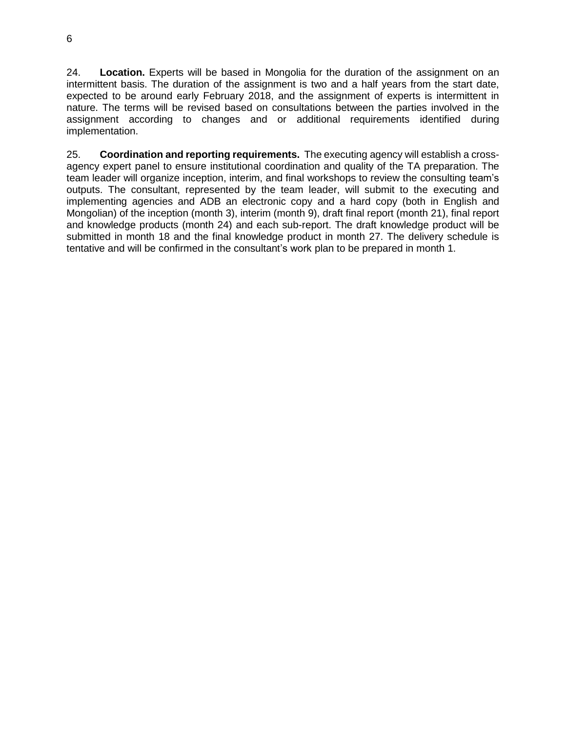24. **Location.** Experts will be based in Mongolia for the duration of the assignment on an intermittent basis. The duration of the assignment is two and a half years from the start date, expected to be around early February 2018, and the assignment of experts is intermittent in nature. The terms will be revised based on consultations between the parties involved in the assignment according to changes and or additional requirements identified during implementation.

25. **Coordination and reporting requirements.** The executing agency will establish a cross-agency expert panel to ensure institutional coordination and quality of the TA preparation. The team leader will organize inception, interim, and final workshops to review the consulting team's outputs. The consultant, represented by the team leader, will submit to the executing and implementing agencies and ADB an electronic copy and a hard copy (both in English and Mongolian) of the inception (month 3), interim (month 9), draft final report (month 21), final report and knowledge products (month 24) and each sub-report. The draft knowledge product will be submitted in month 18 and the final knowledge product in month 27. The delivery schedule is tentative and will be confirmed in the consultant's work plan to be prepared in month 1.